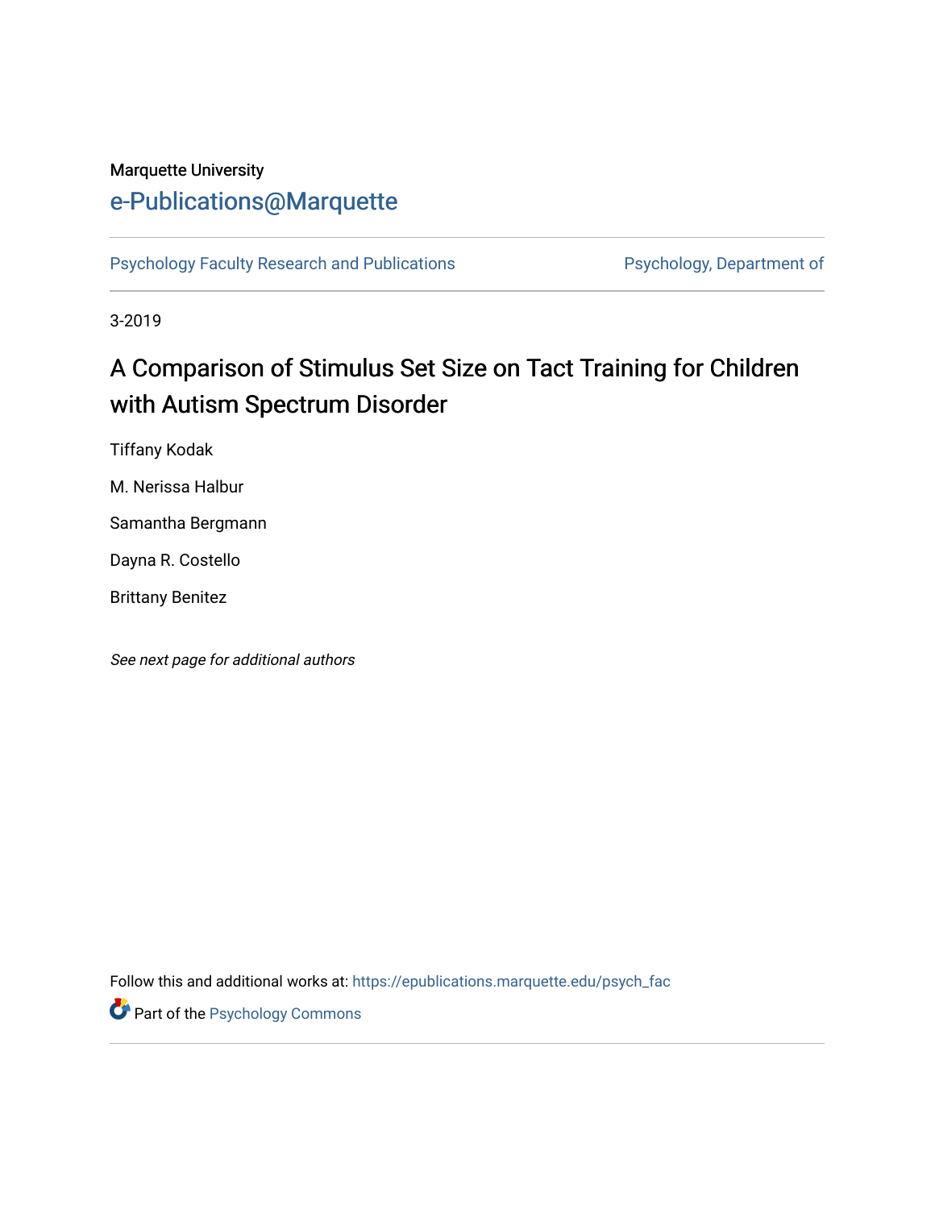Marquette University

# e-Publications@Marquette

Psychology Faculty Research and Publications | Psychology, Department of

3-2019

## A Comparison of Stimulus Set Size on Tact Training for Children with Autism Spectrum Disorder

Tiffany Kodak

M. Nerissa Halbur

Samantha Bergmann

Dayna R. Costello

Brittany Benitez

*See next page for additional authors*

Follow this and additional works at: https://epublications.marquette.edu/psych_fac

Part of the Psychology Commons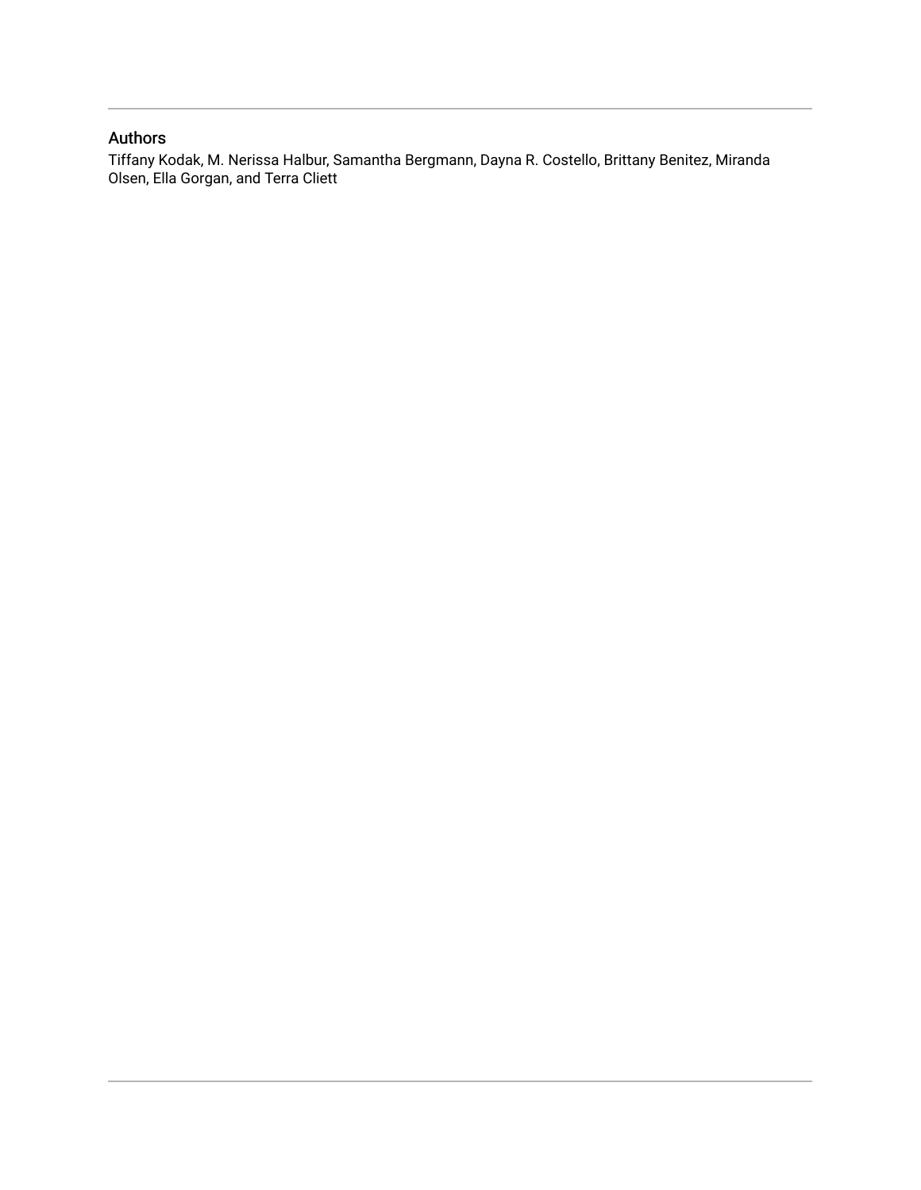## Authors

Tiffany Kodak, M. Nerissa Halbur, Samantha Bergmann, Dayna R. Costello, Brittany Benitez, Miranda Olsen, Ella Gorgan, and Terra Cliett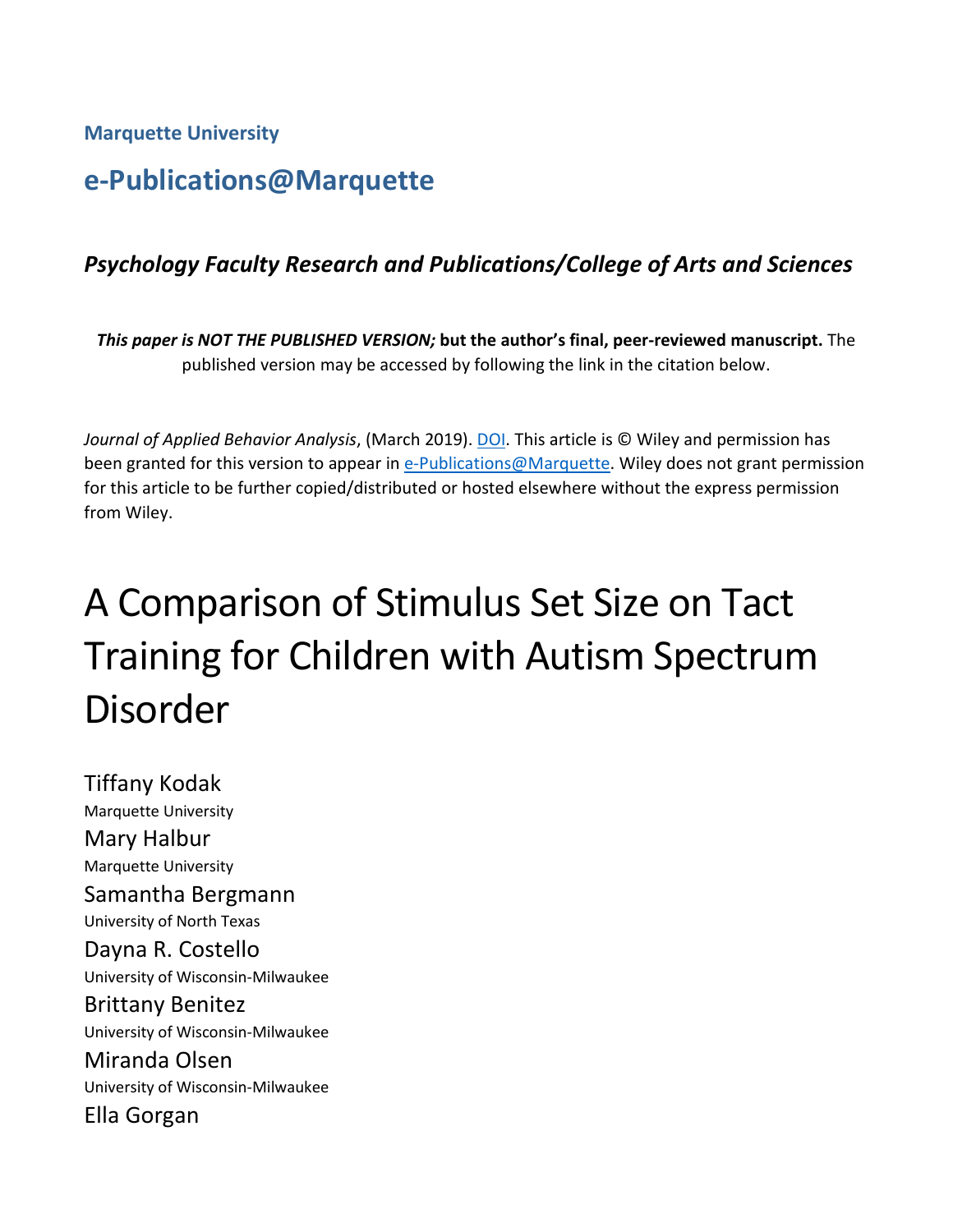Marquette University

## e-Publications@Marquette

### *Psychology Faculty Research and Publications/College of Arts and Sciences*

***This paper is NOT THE PUBLISHED VERSION;* but the author's final, peer-reviewed manuscript.** The published version may be accessed by following the link in the citation below.

*Journal of Applied Behavior Analysis*, (March 2019). DOI. This article is © Wiley and permission has been granted for this version to appear in e-Publications@Marquette. Wiley does not grant permission for this article to be further copied/distributed or hosted elsewhere without the express permission from Wiley.

# A Comparison of Stimulus Set Size on Tact Training for Children with Autism Spectrum Disorder

Tiffany Kodak
Marquette University

Mary Halbur
Marquette University

Samantha Bergmann
University of North Texas

Dayna R. Costello
University of Wisconsin-Milwaukee

Brittany Benitez
University of Wisconsin-Milwaukee

Miranda Olsen
University of Wisconsin-Milwaukee

Ella Gorgan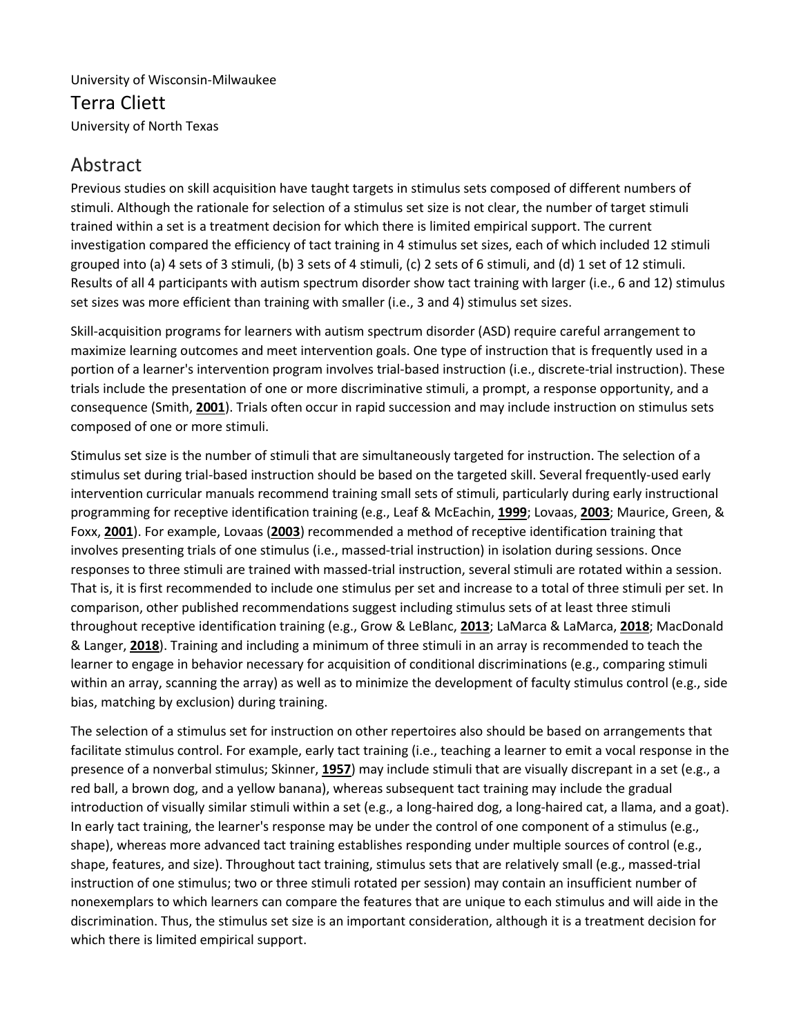University of Wisconsin-Milwaukee

## Terra Cliett

University of North Texas

## Abstract

Previous studies on skill acquisition have taught targets in stimulus sets composed of different numbers of stimuli. Although the rationale for selection of a stimulus set size is not clear, the number of target stimuli trained within a set is a treatment decision for which there is limited empirical support. The current investigation compared the efficiency of tact training in 4 stimulus set sizes, each of which included 12 stimuli grouped into (a) 4 sets of 3 stimuli, (b) 3 sets of 4 stimuli, (c) 2 sets of 6 stimuli, and (d) 1 set of 12 stimuli. Results of all 4 participants with autism spectrum disorder show tact training with larger (i.e., 6 and 12) stimulus set sizes was more efficient than training with smaller (i.e., 3 and 4) stimulus set sizes.

Skill-acquisition programs for learners with autism spectrum disorder (ASD) require careful arrangement to maximize learning outcomes and meet intervention goals. One type of instruction that is frequently used in a portion of a learner's intervention program involves trial-based instruction (i.e., discrete-trial instruction). These trials include the presentation of one or more discriminative stimuli, a prompt, a response opportunity, and a consequence (Smith, **2001**). Trials often occur in rapid succession and may include instruction on stimulus sets composed of one or more stimuli.

Stimulus set size is the number of stimuli that are simultaneously targeted for instruction. The selection of a stimulus set during trial-based instruction should be based on the targeted skill. Several frequently-used early intervention curricular manuals recommend training small sets of stimuli, particularly during early instructional programming for receptive identification training (e.g., Leaf & McEachin, **1999**; Lovaas, **2003**; Maurice, Green, & Foxx, **2001**). For example, Lovaas (**2003**) recommended a method of receptive identification training that involves presenting trials of one stimulus (i.e., massed-trial instruction) in isolation during sessions. Once responses to three stimuli are trained with massed-trial instruction, several stimuli are rotated within a session. That is, it is first recommended to include one stimulus per set and increase to a total of three stimuli per set. In comparison, other published recommendations suggest including stimulus sets of at least three stimuli throughout receptive identification training (e.g., Grow & LeBlanc, **2013**; LaMarca & LaMarca, **2018**; MacDonald & Langer, **2018**). Training and including a minimum of three stimuli in an array is recommended to teach the learner to engage in behavior necessary for acquisition of conditional discriminations (e.g., comparing stimuli within an array, scanning the array) as well as to minimize the development of faculty stimulus control (e.g., side bias, matching by exclusion) during training.

The selection of a stimulus set for instruction on other repertoires also should be based on arrangements that facilitate stimulus control. For example, early tact training (i.e., teaching a learner to emit a vocal response in the presence of a nonverbal stimulus; Skinner, **1957**) may include stimuli that are visually discrepant in a set (e.g., a red ball, a brown dog, and a yellow banana), whereas subsequent tact training may include the gradual introduction of visually similar stimuli within a set (e.g., a long-haired dog, a long-haired cat, a llama, and a goat). In early tact training, the learner's response may be under the control of one component of a stimulus (e.g., shape), whereas more advanced tact training establishes responding under multiple sources of control (e.g., shape, features, and size). Throughout tact training, stimulus sets that are relatively small (e.g., massed-trial instruction of one stimulus; two or three stimuli rotated per session) may contain an insufficient number of nonexemplars to which learners can compare the features that are unique to each stimulus and will aide in the discrimination. Thus, the stimulus set size is an important consideration, although it is a treatment decision for which there is limited empirical support.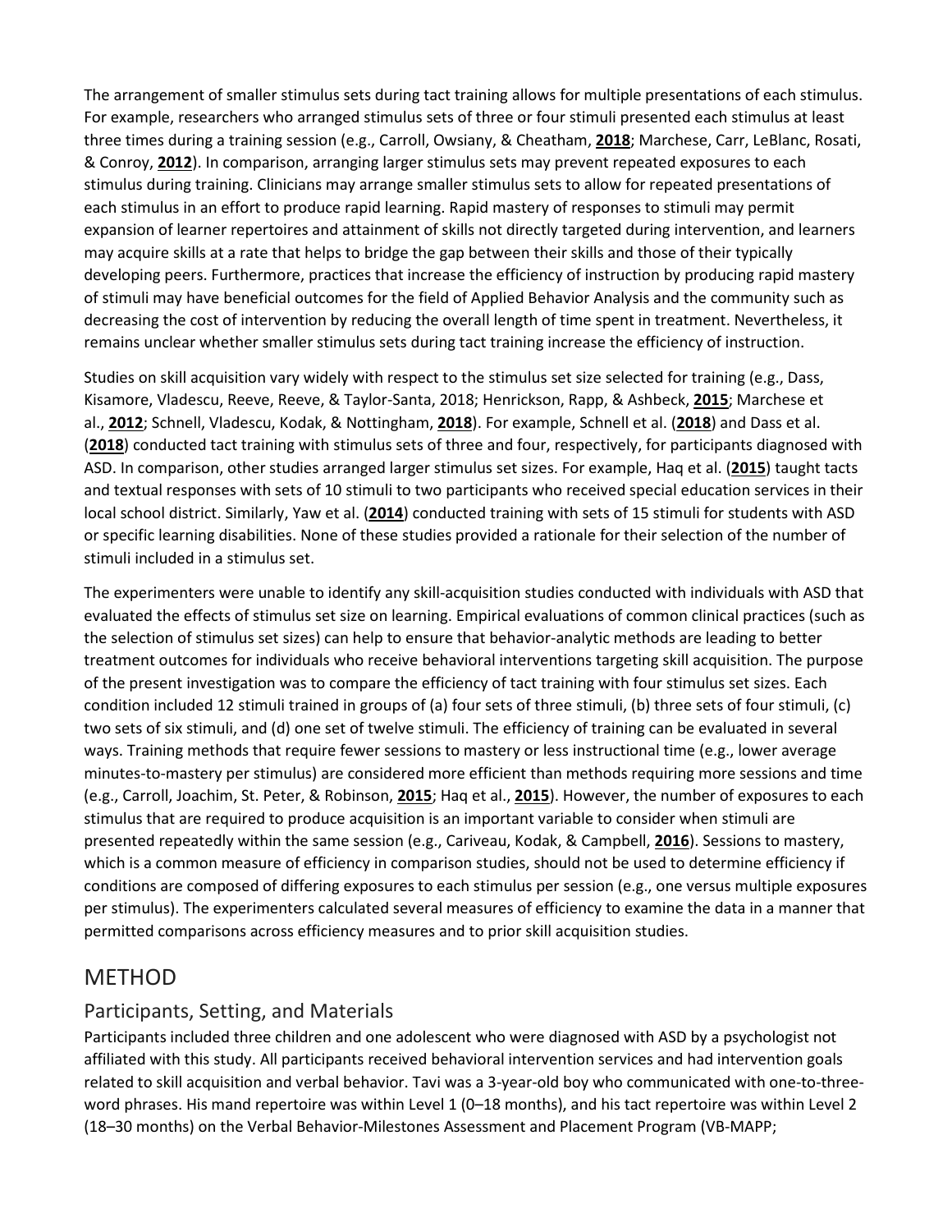The arrangement of smaller stimulus sets during tact training allows for multiple presentations of each stimulus. For example, researchers who arranged stimulus sets of three or four stimuli presented each stimulus at least three times during a training session (e.g., Carroll, Owsiany, & Cheatham, **2018**; Marchese, Carr, LeBlanc, Rosati, & Conroy, **2012**). In comparison, arranging larger stimulus sets may prevent repeated exposures to each stimulus during training. Clinicians may arrange smaller stimulus sets to allow for repeated presentations of each stimulus in an effort to produce rapid learning. Rapid mastery of responses to stimuli may permit expansion of learner repertoires and attainment of skills not directly targeted during intervention, and learners may acquire skills at a rate that helps to bridge the gap between their skills and those of their typically developing peers. Furthermore, practices that increase the efficiency of instruction by producing rapid mastery of stimuli may have beneficial outcomes for the field of Applied Behavior Analysis and the community such as decreasing the cost of intervention by reducing the overall length of time spent in treatment. Nevertheless, it remains unclear whether smaller stimulus sets during tact training increase the efficiency of instruction.

Studies on skill acquisition vary widely with respect to the stimulus set size selected for training (e.g., Dass, Kisamore, Vladescu, Reeve, Reeve, & Taylor-Santa, 2018; Henrickson, Rapp, & Ashbeck, **2015**; Marchese et al., **2012**; Schnell, Vladescu, Kodak, & Nottingham, **2018**). For example, Schnell et al. (**2018**) and Dass et al. (**2018**) conducted tact training with stimulus sets of three and four, respectively, for participants diagnosed with ASD. In comparison, other studies arranged larger stimulus set sizes. For example, Haq et al. (**2015**) taught tacts and textual responses with sets of 10 stimuli to two participants who received special education services in their local school district. Similarly, Yaw et al. (**2014**) conducted training with sets of 15 stimuli for students with ASD or specific learning disabilities. None of these studies provided a rationale for their selection of the number of stimuli included in a stimulus set.

The experimenters were unable to identify any skill-acquisition studies conducted with individuals with ASD that evaluated the effects of stimulus set size on learning. Empirical evaluations of common clinical practices (such as the selection of stimulus set sizes) can help to ensure that behavior-analytic methods are leading to better treatment outcomes for individuals who receive behavioral interventions targeting skill acquisition. The purpose of the present investigation was to compare the efficiency of tact training with four stimulus set sizes. Each condition included 12 stimuli trained in groups of (a) four sets of three stimuli, (b) three sets of four stimuli, (c) two sets of six stimuli, and (d) one set of twelve stimuli. The efficiency of training can be evaluated in several ways. Training methods that require fewer sessions to mastery or less instructional time (e.g., lower average minutes-to-mastery per stimulus) are considered more efficient than methods requiring more sessions and time (e.g., Carroll, Joachim, St. Peter, & Robinson, **2015**; Haq et al., **2015**). However, the number of exposures to each stimulus that are required to produce acquisition is an important variable to consider when stimuli are presented repeatedly within the same session (e.g., Cariveau, Kodak, & Campbell, **2016**). Sessions to mastery, which is a common measure of efficiency in comparison studies, should not be used to determine efficiency if conditions are composed of differing exposures to each stimulus per session (e.g., one versus multiple exposures per stimulus). The experimenters calculated several measures of efficiency to examine the data in a manner that permitted comparisons across efficiency measures and to prior skill acquisition studies.

# METHOD

## Participants, Setting, and Materials

Participants included three children and one adolescent who were diagnosed with ASD by a psychologist not affiliated with this study. All participants received behavioral intervention services and had intervention goals related to skill acquisition and verbal behavior. Tavi was a 3-year-old boy who communicated with one-to-three-word phrases. His mand repertoire was within Level 1 (0–18 months), and his tact repertoire was within Level 2 (18–30 months) on the Verbal Behavior-Milestones Assessment and Placement Program (VB-MAPP;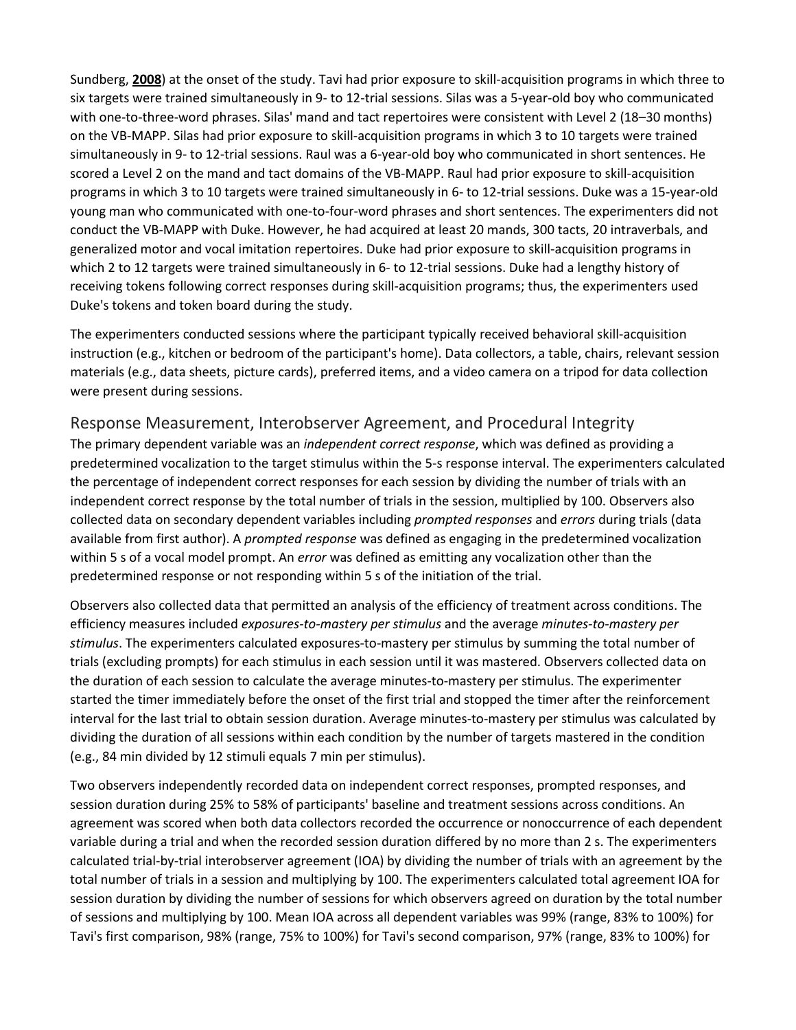Sundberg, **2008**) at the onset of the study. Tavi had prior exposure to skill-acquisition programs in which three to six targets were trained simultaneously in 9- to 12-trial sessions. Silas was a 5-year-old boy who communicated with one-to-three-word phrases. Silas' mand and tact repertoires were consistent with Level 2 (18–30 months) on the VB-MAPP. Silas had prior exposure to skill-acquisition programs in which 3 to 10 targets were trained simultaneously in 9- to 12-trial sessions. Raul was a 6-year-old boy who communicated in short sentences. He scored a Level 2 on the mand and tact domains of the VB-MAPP. Raul had prior exposure to skill-acquisition programs in which 3 to 10 targets were trained simultaneously in 6- to 12-trial sessions. Duke was a 15-year-old young man who communicated with one-to-four-word phrases and short sentences. The experimenters did not conduct the VB-MAPP with Duke. However, he had acquired at least 20 mands, 300 tacts, 20 intraverbals, and generalized motor and vocal imitation repertoires. Duke had prior exposure to skill-acquisition programs in which 2 to 12 targets were trained simultaneously in 6- to 12-trial sessions. Duke had a lengthy history of receiving tokens following correct responses during skill-acquisition programs; thus, the experimenters used Duke's tokens and token board during the study.

The experimenters conducted sessions where the participant typically received behavioral skill-acquisition instruction (e.g., kitchen or bedroom of the participant's home). Data collectors, a table, chairs, relevant session materials (e.g., data sheets, picture cards), preferred items, and a video camera on a tripod for data collection were present during sessions.

## Response Measurement, Interobserver Agreement, and Procedural Integrity

The primary dependent variable was an *independent correct response*, which was defined as providing a predetermined vocalization to the target stimulus within the 5-s response interval. The experimenters calculated the percentage of independent correct responses for each session by dividing the number of trials with an independent correct response by the total number of trials in the session, multiplied by 100. Observers also collected data on secondary dependent variables including *prompted responses* and *errors* during trials (data available from first author). A *prompted response* was defined as engaging in the predetermined vocalization within 5 s of a vocal model prompt. An *error* was defined as emitting any vocalization other than the predetermined response or not responding within 5 s of the initiation of the trial.

Observers also collected data that permitted an analysis of the efficiency of treatment across conditions. The efficiency measures included *exposures-to-mastery per stimulus* and the average *minutes-to-mastery per stimulus*. The experimenters calculated exposures-to-mastery per stimulus by summing the total number of trials (excluding prompts) for each stimulus in each session until it was mastered. Observers collected data on the duration of each session to calculate the average minutes-to-mastery per stimulus. The experimenter started the timer immediately before the onset of the first trial and stopped the timer after the reinforcement interval for the last trial to obtain session duration. Average minutes-to-mastery per stimulus was calculated by dividing the duration of all sessions within each condition by the number of targets mastered in the condition (e.g., 84 min divided by 12 stimuli equals 7 min per stimulus).

Two observers independently recorded data on independent correct responses, prompted responses, and session duration during 25% to 58% of participants' baseline and treatment sessions across conditions. An agreement was scored when both data collectors recorded the occurrence or nonoccurrence of each dependent variable during a trial and when the recorded session duration differed by no more than 2 s. The experimenters calculated trial-by-trial interobserver agreement (IOA) by dividing the number of trials with an agreement by the total number of trials in a session and multiplying by 100. The experimenters calculated total agreement IOA for session duration by dividing the number of sessions for which observers agreed on duration by the total number of sessions and multiplying by 100. Mean IOA across all dependent variables was 99% (range, 83% to 100%) for Tavi's first comparison, 98% (range, 75% to 100%) for Tavi's second comparison, 97% (range, 83% to 100%) for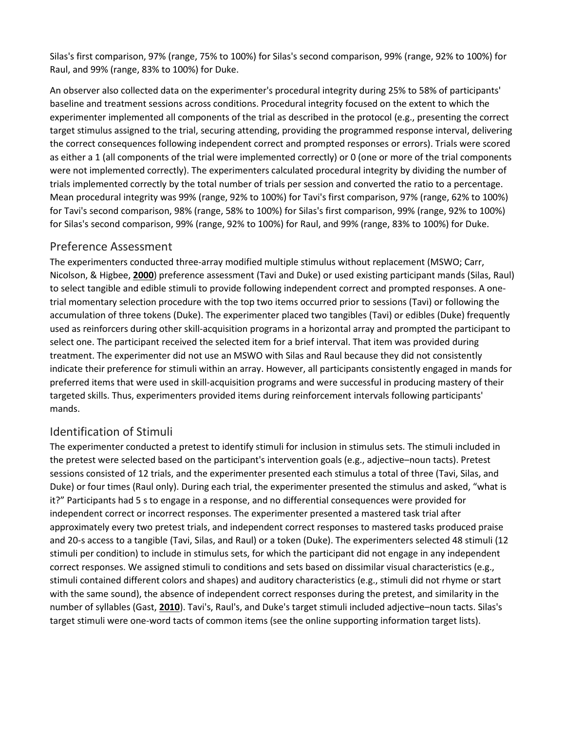Silas's first comparison, 97% (range, 75% to 100%) for Silas's second comparison, 99% (range, 92% to 100%) for Raul, and 99% (range, 83% to 100%) for Duke.

An observer also collected data on the experimenter's procedural integrity during 25% to 58% of participants' baseline and treatment sessions across conditions. Procedural integrity focused on the extent to which the experimenter implemented all components of the trial as described in the protocol (e.g., presenting the correct target stimulus assigned to the trial, securing attending, providing the programmed response interval, delivering the correct consequences following independent correct and prompted responses or errors). Trials were scored as either a 1 (all components of the trial were implemented correctly) or 0 (one or more of the trial components were not implemented correctly). The experimenters calculated procedural integrity by dividing the number of trials implemented correctly by the total number of trials per session and converted the ratio to a percentage. Mean procedural integrity was 99% (range, 92% to 100%) for Tavi's first comparison, 97% (range, 62% to 100%) for Tavi's second comparison, 98% (range, 58% to 100%) for Silas's first comparison, 99% (range, 92% to 100%) for Silas's second comparison, 99% (range, 92% to 100%) for Raul, and 99% (range, 83% to 100%) for Duke.

## Preference Assessment

The experimenters conducted three-array modified multiple stimulus without replacement (MSWO; Carr, Nicolson, & Higbee, **2000**) preference assessment (Tavi and Duke) or used existing participant mands (Silas, Raul) to select tangible and edible stimuli to provide following independent correct and prompted responses. A one-trial momentary selection procedure with the top two items occurred prior to sessions (Tavi) or following the accumulation of three tokens (Duke). The experimenter placed two tangibles (Tavi) or edibles (Duke) frequently used as reinforcers during other skill-acquisition programs in a horizontal array and prompted the participant to select one. The participant received the selected item for a brief interval. That item was provided during treatment. The experimenter did not use an MSWO with Silas and Raul because they did not consistently indicate their preference for stimuli within an array. However, all participants consistently engaged in mands for preferred items that were used in skill-acquisition programs and were successful in producing mastery of their targeted skills. Thus, experimenters provided items during reinforcement intervals following participants' mands.

## Identification of Stimuli

The experimenter conducted a pretest to identify stimuli for inclusion in stimulus sets. The stimuli included in the pretest were selected based on the participant's intervention goals (e.g., adjective–noun tacts). Pretest sessions consisted of 12 trials, and the experimenter presented each stimulus a total of three (Tavi, Silas, and Duke) or four times (Raul only). During each trial, the experimenter presented the stimulus and asked, "what is it?" Participants had 5 s to engage in a response, and no differential consequences were provided for independent correct or incorrect responses. The experimenter presented a mastered task trial after approximately every two pretest trials, and independent correct responses to mastered tasks produced praise and 20-s access to a tangible (Tavi, Silas, and Raul) or a token (Duke). The experimenters selected 48 stimuli (12 stimuli per condition) to include in stimulus sets, for which the participant did not engage in any independent correct responses. We assigned stimuli to conditions and sets based on dissimilar visual characteristics (e.g., stimuli contained different colors and shapes) and auditory characteristics (e.g., stimuli did not rhyme or start with the same sound), the absence of independent correct responses during the pretest, and similarity in the number of syllables (Gast, **2010**). Tavi's, Raul's, and Duke's target stimuli included adjective–noun tacts. Silas's target stimuli were one-word tacts of common items (see the online supporting information target lists).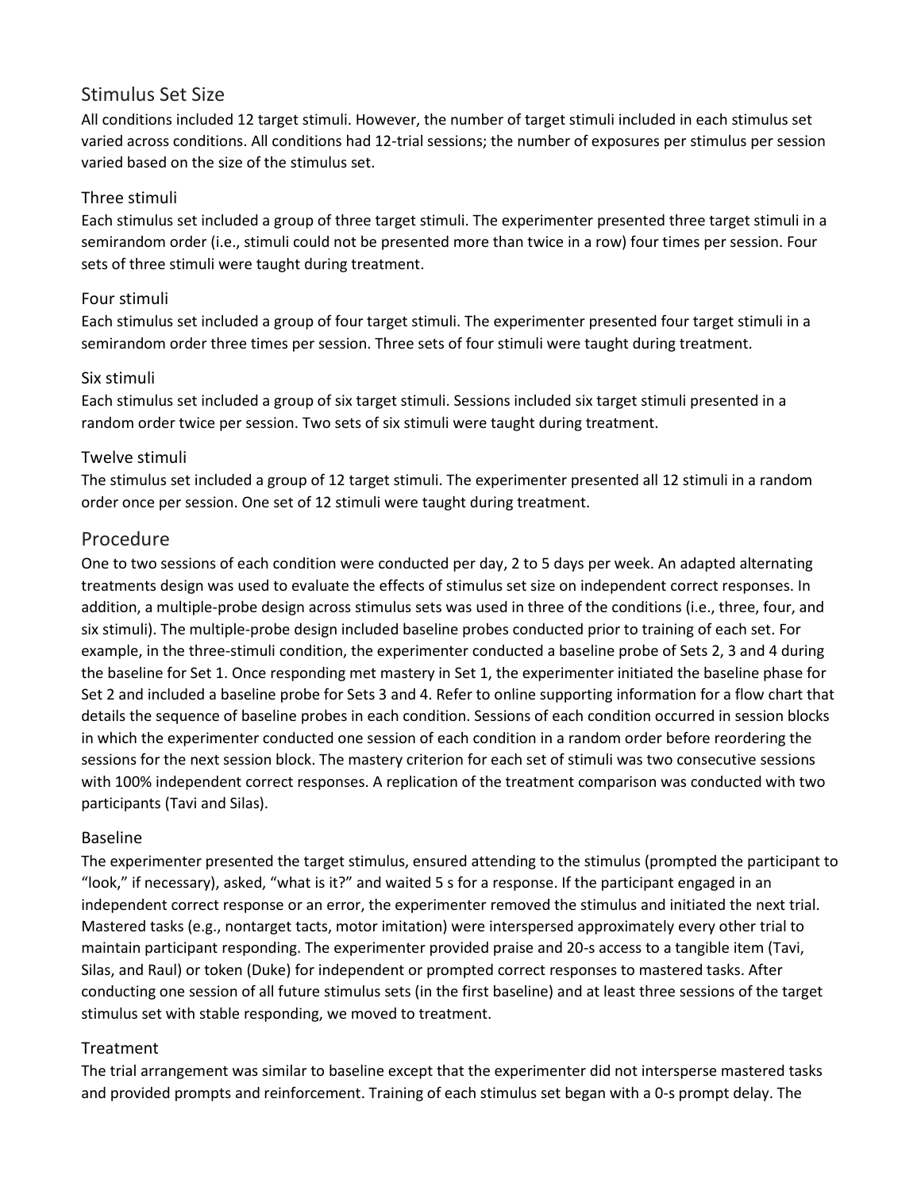## Stimulus Set Size

All conditions included 12 target stimuli. However, the number of target stimuli included in each stimulus set varied across conditions. All conditions had 12-trial sessions; the number of exposures per stimulus per session varied based on the size of the stimulus set.

### Three stimuli

Each stimulus set included a group of three target stimuli. The experimenter presented three target stimuli in a semirandom order (i.e., stimuli could not be presented more than twice in a row) four times per session. Four sets of three stimuli were taught during treatment.

### Four stimuli

Each stimulus set included a group of four target stimuli. The experimenter presented four target stimuli in a semirandom order three times per session. Three sets of four stimuli were taught during treatment.

### Six stimuli

Each stimulus set included a group of six target stimuli. Sessions included six target stimuli presented in a random order twice per session. Two sets of six stimuli were taught during treatment.

### Twelve stimuli

The stimulus set included a group of 12 target stimuli. The experimenter presented all 12 stimuli in a random order once per session. One set of 12 stimuli were taught during treatment.

## Procedure

One to two sessions of each condition were conducted per day, 2 to 5 days per week. An adapted alternating treatments design was used to evaluate the effects of stimulus set size on independent correct responses. In addition, a multiple-probe design across stimulus sets was used in three of the conditions (i.e., three, four, and six stimuli). The multiple-probe design included baseline probes conducted prior to training of each set. For example, in the three-stimuli condition, the experimenter conducted a baseline probe of Sets 2, 3 and 4 during the baseline for Set 1. Once responding met mastery in Set 1, the experimenter initiated the baseline phase for Set 2 and included a baseline probe for Sets 3 and 4. Refer to online supporting information for a flow chart that details the sequence of baseline probes in each condition. Sessions of each condition occurred in session blocks in which the experimenter conducted one session of each condition in a random order before reordering the sessions for the next session block. The mastery criterion for each set of stimuli was two consecutive sessions with 100% independent correct responses. A replication of the treatment comparison was conducted with two participants (Tavi and Silas).

### Baseline

The experimenter presented the target stimulus, ensured attending to the stimulus (prompted the participant to "look," if necessary), asked, "what is it?" and waited 5 s for a response. If the participant engaged in an independent correct response or an error, the experimenter removed the stimulus and initiated the next trial. Mastered tasks (e.g., nontarget tacts, motor imitation) were interspersed approximately every other trial to maintain participant responding. The experimenter provided praise and 20-s access to a tangible item (Tavi, Silas, and Raul) or token (Duke) for independent or prompted correct responses to mastered tasks. After conducting one session of all future stimulus sets (in the first baseline) and at least three sessions of the target stimulus set with stable responding, we moved to treatment.

### Treatment

The trial arrangement was similar to baseline except that the experimenter did not intersperse mastered tasks and provided prompts and reinforcement. Training of each stimulus set began with a 0-s prompt delay. The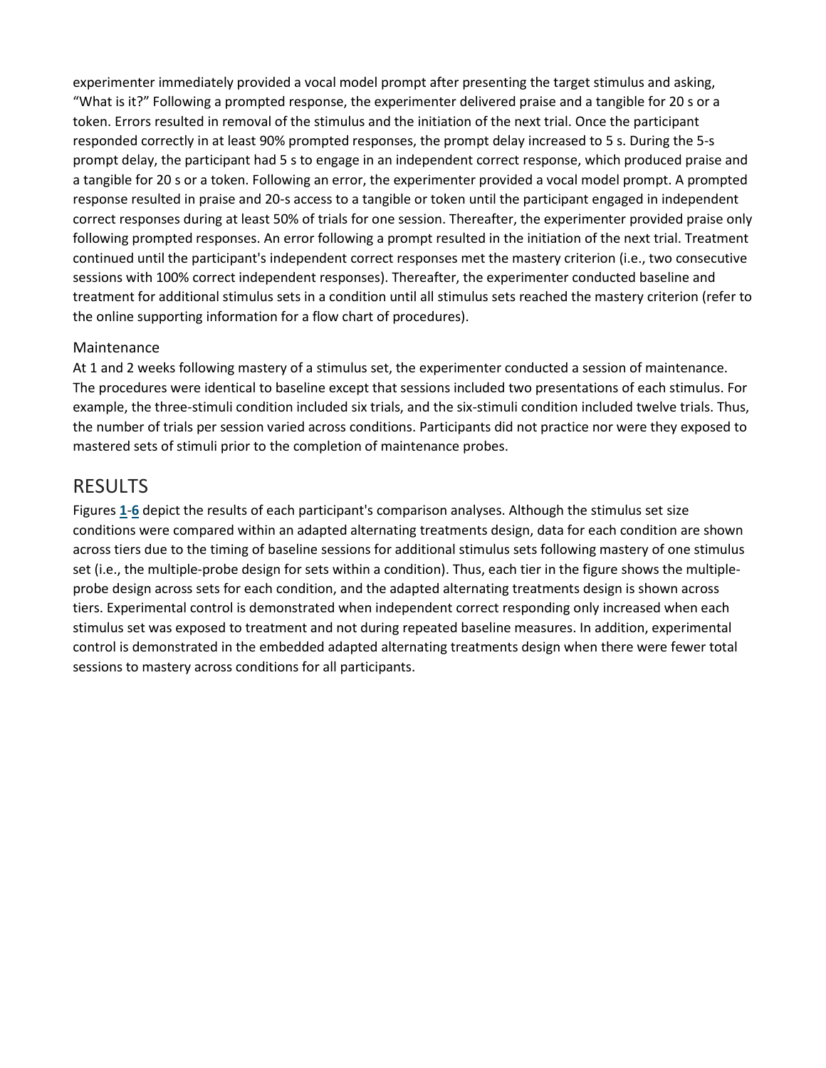experimenter immediately provided a vocal model prompt after presenting the target stimulus and asking, “What is it?” Following a prompted response, the experimenter delivered praise and a tangible for 20 s or a token. Errors resulted in removal of the stimulus and the initiation of the next trial. Once the participant responded correctly in at least 90% prompted responses, the prompt delay increased to 5 s. During the 5-s prompt delay, the participant had 5 s to engage in an independent correct response, which produced praise and a tangible for 20 s or a token. Following an error, the experimenter provided a vocal model prompt. A prompted response resulted in praise and 20-s access to a tangible or token until the participant engaged in independent correct responses during at least 50% of trials for one session. Thereafter, the experimenter provided praise only following prompted responses. An error following a prompt resulted in the initiation of the next trial. Treatment continued until the participant's independent correct responses met the mastery criterion (i.e., two consecutive sessions with 100% correct independent responses). Thereafter, the experimenter conducted baseline and treatment for additional stimulus sets in a condition until all stimulus sets reached the mastery criterion (refer to the online supporting information for a flow chart of procedures).

### Maintenance

At 1 and 2 weeks following mastery of a stimulus set, the experimenter conducted a session of maintenance. The procedures were identical to baseline except that sessions included two presentations of each stimulus. For example, the three-stimuli condition included six trials, and the six-stimuli condition included twelve trials. Thus, the number of trials per session varied across conditions. Participants did not practice nor were they exposed to mastered sets of stimuli prior to the completion of maintenance probes.

## RESULTS

Figures 1-6 depict the results of each participant's comparison analyses. Although the stimulus set size conditions were compared within an adapted alternating treatments design, data for each condition are shown across tiers due to the timing of baseline sessions for additional stimulus sets following mastery of one stimulus set (i.e., the multiple-probe design for sets within a condition). Thus, each tier in the figure shows the multiple-probe design across sets for each condition, and the adapted alternating treatments design is shown across tiers. Experimental control is demonstrated when independent correct responding only increased when each stimulus set was exposed to treatment and not during repeated baseline measures. In addition, experimental control is demonstrated in the embedded adapted alternating treatments design when there were fewer total sessions to mastery across conditions for all participants.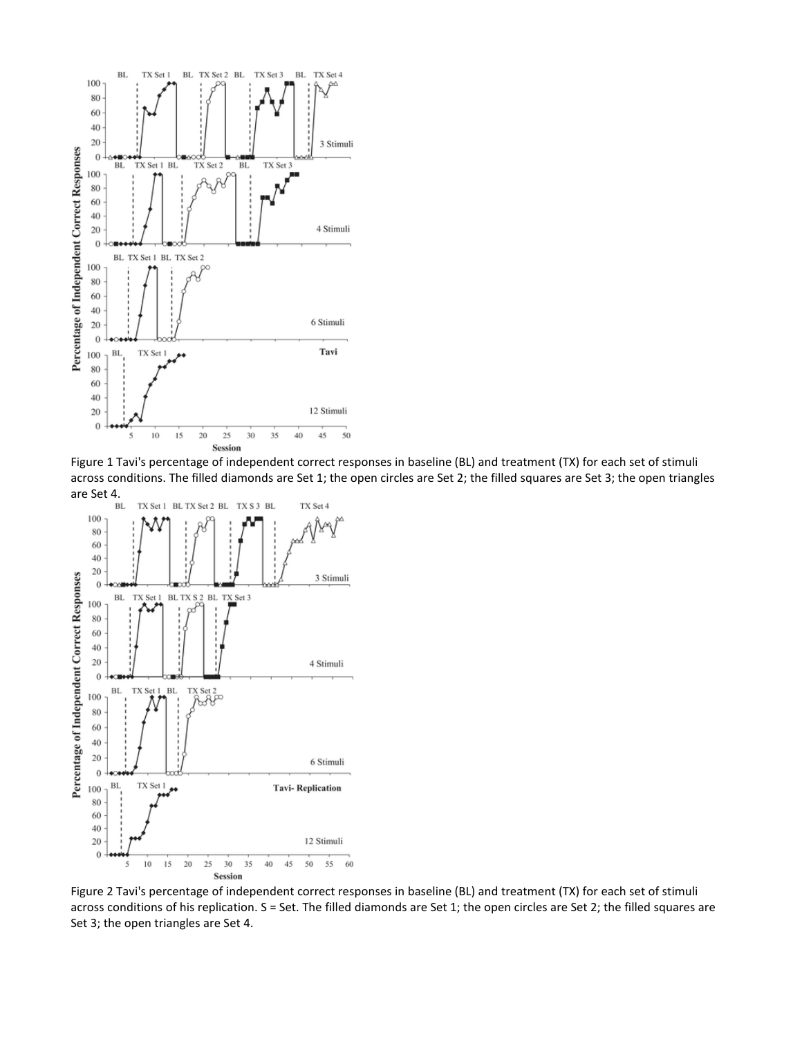Figure 1 Tavi's percentage of independent correct responses in baseline (BL) and treatment (TX) for each set of stimuli across conditions. The filled diamonds are Set 1; the open circles are Set 2; the filled squares are Set 3; the open triangles are Set 4.

Figure 2 Tavi's percentage of independent correct responses in baseline (BL) and treatment (TX) for each set of stimuli across conditions of his replication. S = Set. The filled diamonds are Set 1; the open circles are Set 2; the filled squares are Set 3; the open triangles are Set 4.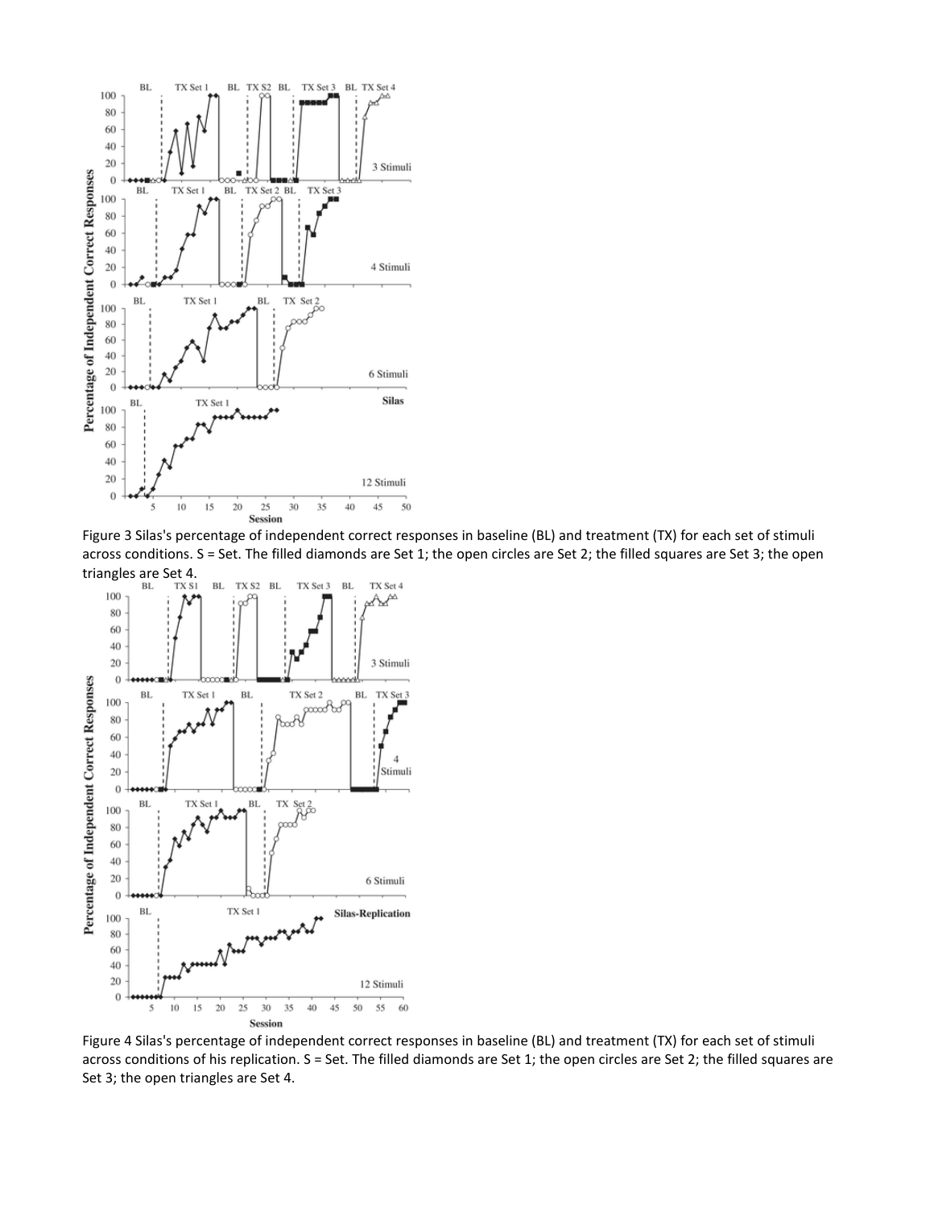Figure 3 Silas's percentage of independent correct responses in baseline (BL) and treatment (TX) for each set of stimuli across conditions. S = Set. The filled diamonds are Set 1; the open circles are Set 2; the filled squares are Set 3; the open triangles are Set 4.

Figure 4 Silas's percentage of independent correct responses in baseline (BL) and treatment (TX) for each set of stimuli across conditions of his replication. S = Set. The filled diamonds are Set 1; the open circles are Set 2; the filled squares are Set 3; the open triangles are Set 4.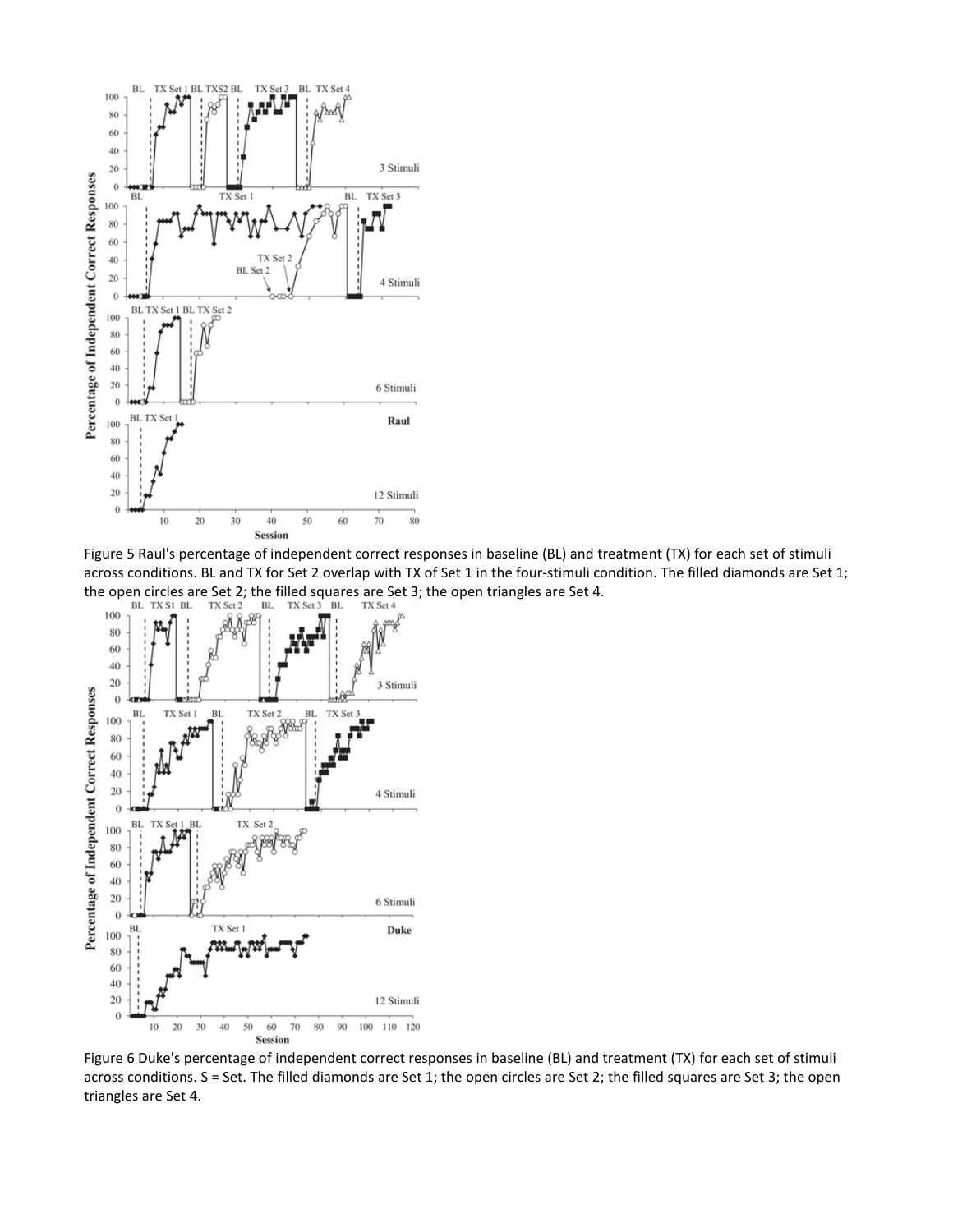Figure 5 Raul's percentage of independent correct responses in baseline (BL) and treatment (TX) for each set of stimuli across conditions. BL and TX for Set 2 overlap with TX of Set 1 in the four-stimuli condition. The filled diamonds are Set 1; the open circles are Set 2; the filled squares are Set 3; the open triangles are Set 4.

Figure 6 Duke's percentage of independent correct responses in baseline (BL) and treatment (TX) for each set of stimuli across conditions. S = Set. The filled diamonds are Set 1; the open circles are Set 2; the filled squares are Set 3; the open triangles are Set 4.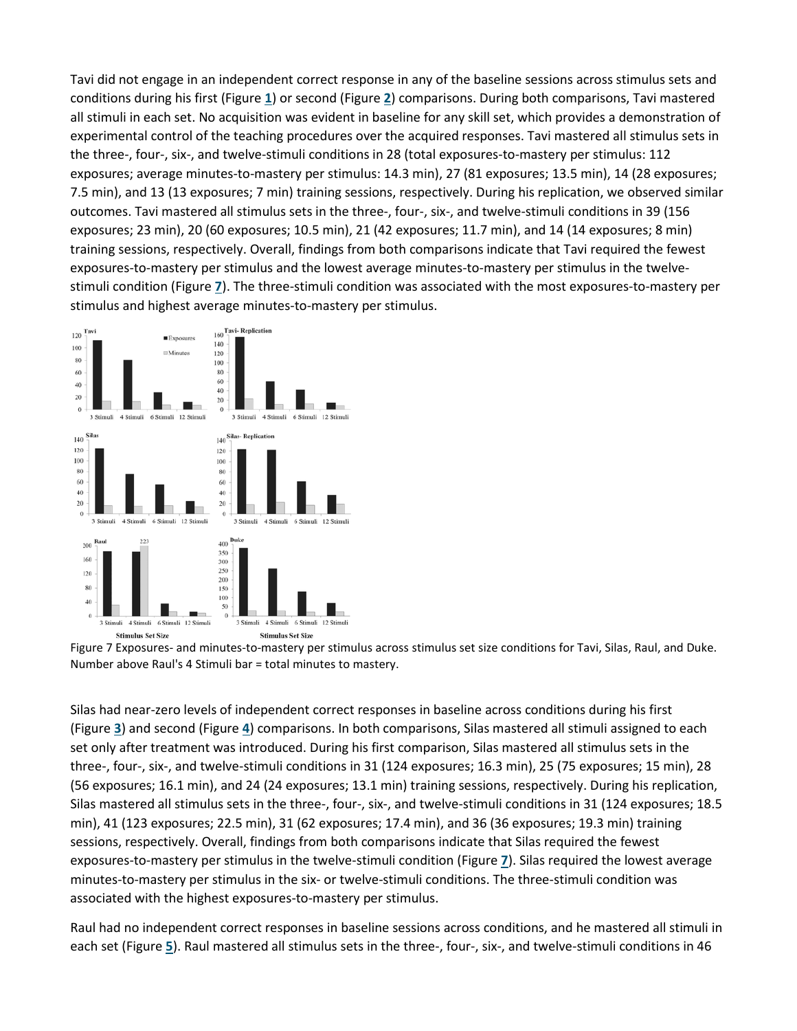Tavi did not engage in an independent correct response in any of the baseline sessions across stimulus sets and conditions during his first (Figure **1**) or second (Figure **2**) comparisons. During both comparisons, Tavi mastered all stimuli in each set. No acquisition was evident in baseline for any skill set, which provides a demonstration of experimental control of the teaching procedures over the acquired responses. Tavi mastered all stimulus sets in the three-, four-, six-, and twelve-stimuli conditions in 28 (total exposures-to-mastery per stimulus: 112 exposures; average minutes-to-mastery per stimulus: 14.3 min), 27 (81 exposures; 13.5 min), 14 (28 exposures; 7.5 min), and 13 (13 exposures; 7 min) training sessions, respectively. During his replication, we observed similar outcomes. Tavi mastered all stimulus sets in the three-, four-, six-, and twelve-stimuli conditions in 39 (156 exposures; 23 min), 20 (60 exposures; 10.5 min), 21 (42 exposures; 11.7 min), and 14 (14 exposures; 8 min) training sessions, respectively. Overall, findings from both comparisons indicate that Tavi required the fewest exposures-to-mastery per stimulus and the lowest average minutes-to-mastery per stimulus in the twelve-stimuli condition (Figure **7**). The three-stimuli condition was associated with the most exposures-to-mastery per stimulus and highest average minutes-to-mastery per stimulus.

Figure 7 Exposures- and minutes-to-mastery per stimulus across stimulus set size conditions for Tavi, Silas, Raul, and Duke. Number above Raul's 4 Stimuli bar = total minutes to mastery.

Silas had near-zero levels of independent correct responses in baseline across conditions during his first (Figure **3**) and second (Figure **4**) comparisons. In both comparisons, Silas mastered all stimuli assigned to each set only after treatment was introduced. During his first comparison, Silas mastered all stimulus sets in the three-, four-, six-, and twelve-stimuli conditions in 31 (124 exposures; 16.3 min), 25 (75 exposures; 15 min), 28 (56 exposures; 16.1 min), and 24 (24 exposures; 13.1 min) training sessions, respectively. During his replication, Silas mastered all stimulus sets in the three-, four-, six-, and twelve-stimuli conditions in 31 (124 exposures; 18.5 min), 41 (123 exposures; 22.5 min), 31 (62 exposures; 17.4 min), and 36 (36 exposures; 19.3 min) training sessions, respectively. Overall, findings from both comparisons indicate that Silas required the fewest exposures-to-mastery per stimulus in the twelve-stimuli condition (Figure **7**). Silas required the lowest average minutes-to-mastery per stimulus in the six- or twelve-stimuli conditions. The three-stimuli condition was associated with the highest exposures-to-mastery per stimulus.

Raul had no independent correct responses in baseline sessions across conditions, and he mastered all stimuli in each set (Figure **5**). Raul mastered all stimulus sets in the three-, four-, six-, and twelve-stimuli conditions in 46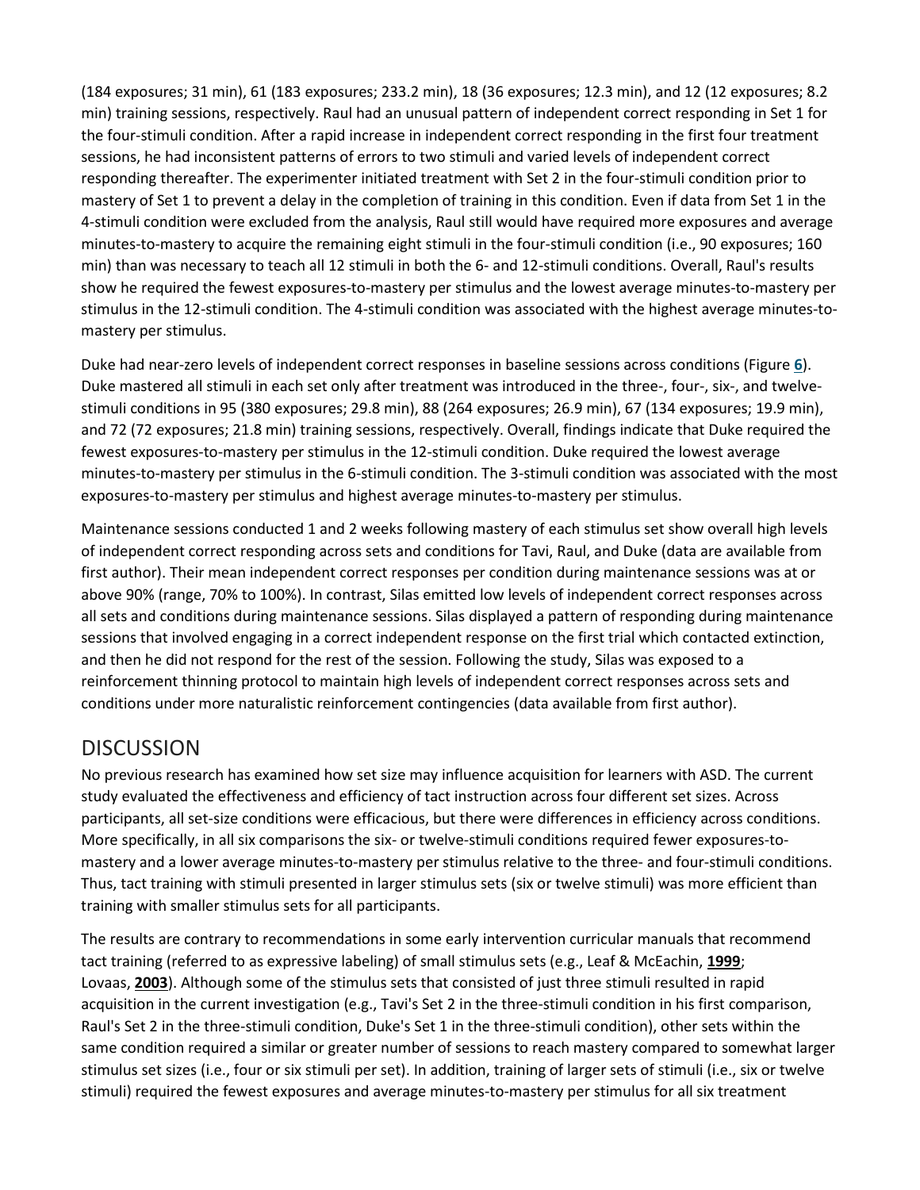(184 exposures; 31 min), 61 (183 exposures; 233.2 min), 18 (36 exposures; 12.3 min), and 12 (12 exposures; 8.2 min) training sessions, respectively. Raul had an unusual pattern of independent correct responding in Set 1 for the four-stimuli condition. After a rapid increase in independent correct responding in the first four treatment sessions, he had inconsistent patterns of errors to two stimuli and varied levels of independent correct responding thereafter. The experimenter initiated treatment with Set 2 in the four-stimuli condition prior to mastery of Set 1 to prevent a delay in the completion of training in this condition. Even if data from Set 1 in the 4-stimuli condition were excluded from the analysis, Raul still would have required more exposures and average minutes-to-mastery to acquire the remaining eight stimuli in the four-stimuli condition (i.e., 90 exposures; 160 min) than was necessary to teach all 12 stimuli in both the 6- and 12-stimuli conditions. Overall, Raul's results show he required the fewest exposures-to-mastery per stimulus and the lowest average minutes-to-mastery per stimulus in the 12-stimuli condition. The 4-stimuli condition was associated with the highest average minutes-to-mastery per stimulus.

Duke had near-zero levels of independent correct responses in baseline sessions across conditions (Figure **6**). Duke mastered all stimuli in each set only after treatment was introduced in the three-, four-, six-, and twelve-stimuli conditions in 95 (380 exposures; 29.8 min), 88 (264 exposures; 26.9 min), 67 (134 exposures; 19.9 min), and 72 (72 exposures; 21.8 min) training sessions, respectively. Overall, findings indicate that Duke required the fewest exposures-to-mastery per stimulus in the 12-stimuli condition. Duke required the lowest average minutes-to-mastery per stimulus in the 6-stimuli condition. The 3-stimuli condition was associated with the most exposures-to-mastery per stimulus and highest average minutes-to-mastery per stimulus.

Maintenance sessions conducted 1 and 2 weeks following mastery of each stimulus set show overall high levels of independent correct responding across sets and conditions for Tavi, Raul, and Duke (data are available from first author). Their mean independent correct responses per condition during maintenance sessions was at or above 90% (range, 70% to 100%). In contrast, Silas emitted low levels of independent correct responses across all sets and conditions during maintenance sessions. Silas displayed a pattern of responding during maintenance sessions that involved engaging in a correct independent response on the first trial which contacted extinction, and then he did not respond for the rest of the session. Following the study, Silas was exposed to a reinforcement thinning protocol to maintain high levels of independent correct responses across sets and conditions under more naturalistic reinforcement contingencies (data available from first author).

## DISCUSSION

No previous research has examined how set size may influence acquisition for learners with ASD. The current study evaluated the effectiveness and efficiency of tact instruction across four different set sizes. Across participants, all set-size conditions were efficacious, but there were differences in efficiency across conditions. More specifically, in all six comparisons the six- or twelve-stimuli conditions required fewer exposures-to-mastery and a lower average minutes-to-mastery per stimulus relative to the three- and four-stimuli conditions. Thus, tact training with stimuli presented in larger stimulus sets (six or twelve stimuli) was more efficient than training with smaller stimulus sets for all participants.

The results are contrary to recommendations in some early intervention curricular manuals that recommend tact training (referred to as expressive labeling) of small stimulus sets (e.g., Leaf & McEachin, **1999**; Lovaas, **2003**). Although some of the stimulus sets that consisted of just three stimuli resulted in rapid acquisition in the current investigation (e.g., Tavi's Set 2 in the three-stimuli condition in his first comparison, Raul's Set 2 in the three-stimuli condition, Duke's Set 1 in the three-stimuli condition), other sets within the same condition required a similar or greater number of sessions to reach mastery compared to somewhat larger stimulus set sizes (i.e., four or six stimuli per set). In addition, training of larger sets of stimuli (i.e., six or twelve stimuli) required the fewest exposures and average minutes-to-mastery per stimulus for all six treatment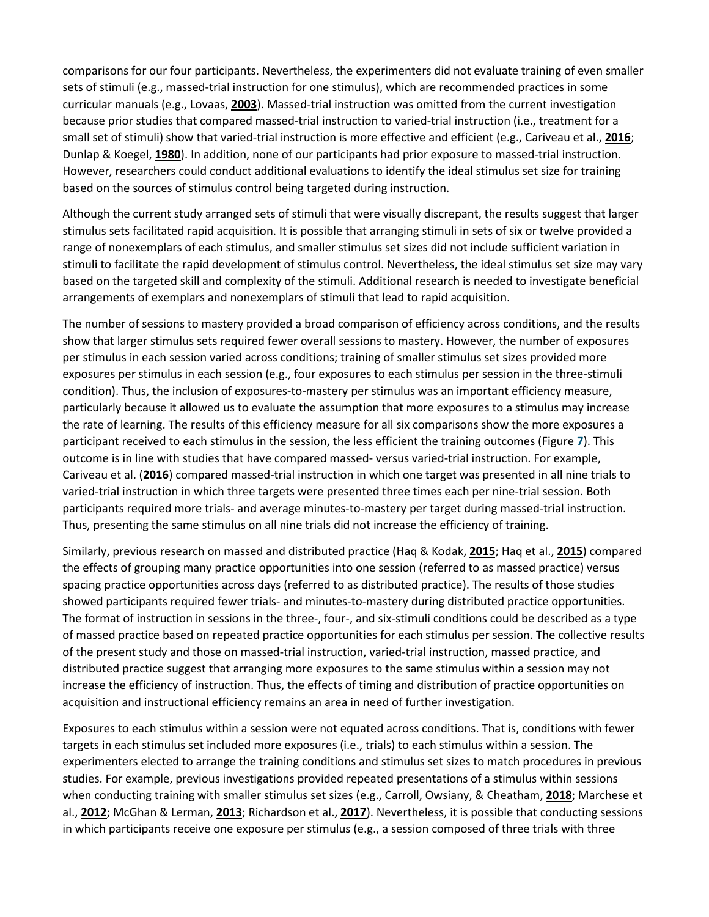comparisons for our four participants. Nevertheless, the experimenters did not evaluate training of even smaller sets of stimuli (e.g., massed-trial instruction for one stimulus), which are recommended practices in some curricular manuals (e.g., Lovaas, **2003**). Massed-trial instruction was omitted from the current investigation because prior studies that compared massed-trial instruction to varied-trial instruction (i.e., treatment for a small set of stimuli) show that varied-trial instruction is more effective and efficient (e.g., Cariveau et al., **2016**; Dunlap & Koegel, **1980**). In addition, none of our participants had prior exposure to massed-trial instruction. However, researchers could conduct additional evaluations to identify the ideal stimulus set size for training based on the sources of stimulus control being targeted during instruction.

Although the current study arranged sets of stimuli that were visually discrepant, the results suggest that larger stimulus sets facilitated rapid acquisition. It is possible that arranging stimuli in sets of six or twelve provided a range of nonexemplars of each stimulus, and smaller stimulus set sizes did not include sufficient variation in stimuli to facilitate the rapid development of stimulus control. Nevertheless, the ideal stimulus set size may vary based on the targeted skill and complexity of the stimuli. Additional research is needed to investigate beneficial arrangements of exemplars and nonexemplars of stimuli that lead to rapid acquisition.

The number of sessions to mastery provided a broad comparison of efficiency across conditions, and the results show that larger stimulus sets required fewer overall sessions to mastery. However, the number of exposures per stimulus in each session varied across conditions; training of smaller stimulus set sizes provided more exposures per stimulus in each session (e.g., four exposures to each stimulus per session in the three-stimuli condition). Thus, the inclusion of exposures-to-mastery per stimulus was an important efficiency measure, particularly because it allowed us to evaluate the assumption that more exposures to a stimulus may increase the rate of learning. The results of this efficiency measure for all six comparisons show the more exposures a participant received to each stimulus in the session, the less efficient the training outcomes (Figure **7**). This outcome is in line with studies that have compared massed- versus varied-trial instruction. For example, Cariveau et al. (**2016**) compared massed-trial instruction in which one target was presented in all nine trials to varied-trial instruction in which three targets were presented three times each per nine-trial session. Both participants required more trials- and average minutes-to-mastery per target during massed-trial instruction. Thus, presenting the same stimulus on all nine trials did not increase the efficiency of training.

Similarly, previous research on massed and distributed practice (Haq & Kodak, **2015**; Haq et al., **2015**) compared the effects of grouping many practice opportunities into one session (referred to as massed practice) versus spacing practice opportunities across days (referred to as distributed practice). The results of those studies showed participants required fewer trials- and minutes-to-mastery during distributed practice opportunities. The format of instruction in sessions in the three-, four-, and six-stimuli conditions could be described as a type of massed practice based on repeated practice opportunities for each stimulus per session. The collective results of the present study and those on massed-trial instruction, varied-trial instruction, massed practice, and distributed practice suggest that arranging more exposures to the same stimulus within a session may not increase the efficiency of instruction. Thus, the effects of timing and distribution of practice opportunities on acquisition and instructional efficiency remains an area in need of further investigation.

Exposures to each stimulus within a session were not equated across conditions. That is, conditions with fewer targets in each stimulus set included more exposures (i.e., trials) to each stimulus within a session. The experimenters elected to arrange the training conditions and stimulus set sizes to match procedures in previous studies. For example, previous investigations provided repeated presentations of a stimulus within sessions when conducting training with smaller stimulus set sizes (e.g., Carroll, Owsiany, & Cheatham, **2018**; Marchese et al., **2012**; McGhan & Lerman, **2013**; Richardson et al., **2017**). Nevertheless, it is possible that conducting sessions in which participants receive one exposure per stimulus (e.g., a session composed of three trials with three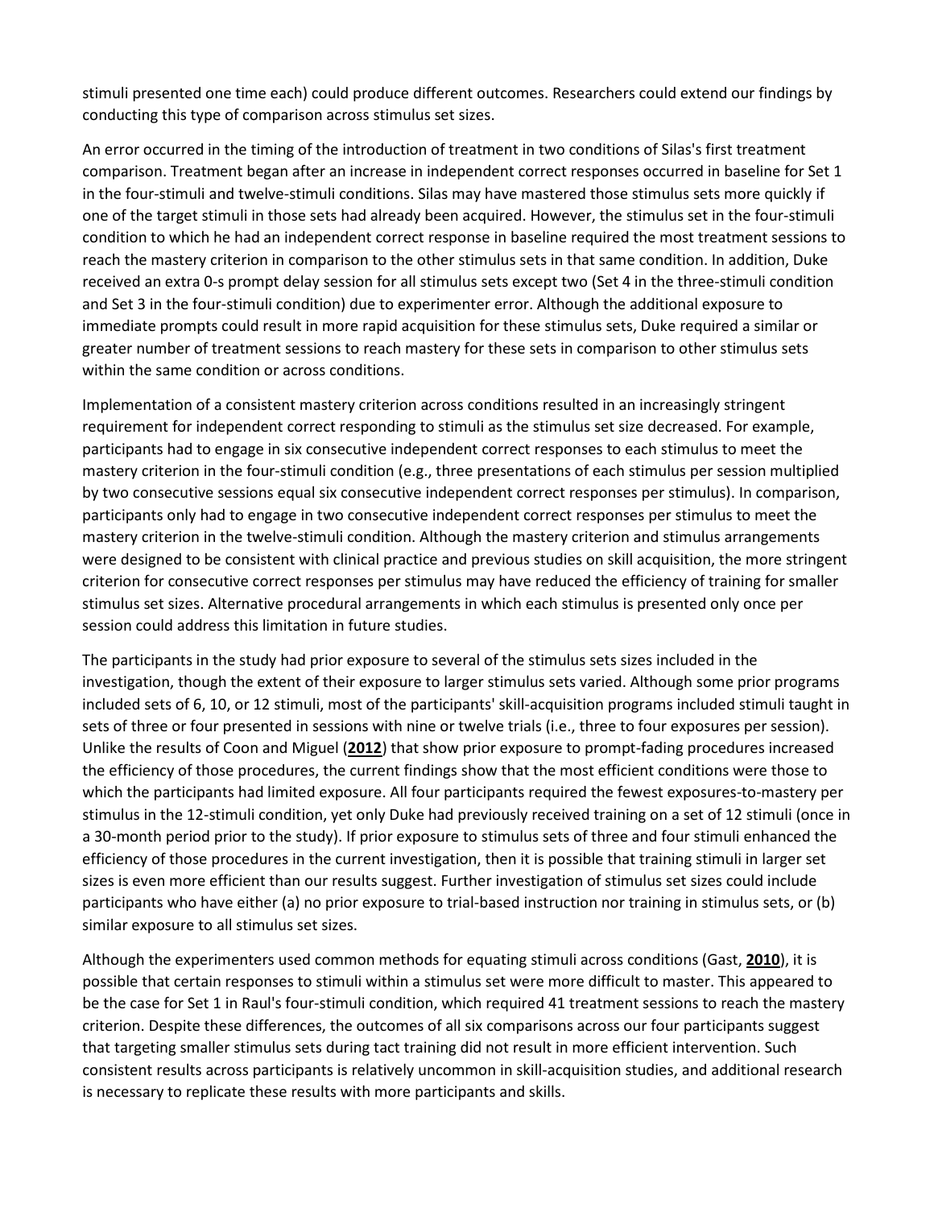stimuli presented one time each) could produce different outcomes. Researchers could extend our findings by conducting this type of comparison across stimulus set sizes.

An error occurred in the timing of the introduction of treatment in two conditions of Silas's first treatment comparison. Treatment began after an increase in independent correct responses occurred in baseline for Set 1 in the four-stimuli and twelve-stimuli conditions. Silas may have mastered those stimulus sets more quickly if one of the target stimuli in those sets had already been acquired. However, the stimulus set in the four-stimuli condition to which he had an independent correct response in baseline required the most treatment sessions to reach the mastery criterion in comparison to the other stimulus sets in that same condition. In addition, Duke received an extra 0-s prompt delay session for all stimulus sets except two (Set 4 in the three-stimuli condition and Set 3 in the four-stimuli condition) due to experimenter error. Although the additional exposure to immediate prompts could result in more rapid acquisition for these stimulus sets, Duke required a similar or greater number of treatment sessions to reach mastery for these sets in comparison to other stimulus sets within the same condition or across conditions.

Implementation of a consistent mastery criterion across conditions resulted in an increasingly stringent requirement for independent correct responding to stimuli as the stimulus set size decreased. For example, participants had to engage in six consecutive independent correct responses to each stimulus to meet the mastery criterion in the four-stimuli condition (e.g., three presentations of each stimulus per session multiplied by two consecutive sessions equal six consecutive independent correct responses per stimulus). In comparison, participants only had to engage in two consecutive independent correct responses per stimulus to meet the mastery criterion in the twelve-stimuli condition. Although the mastery criterion and stimulus arrangements were designed to be consistent with clinical practice and previous studies on skill acquisition, the more stringent criterion for consecutive correct responses per stimulus may have reduced the efficiency of training for smaller stimulus set sizes. Alternative procedural arrangements in which each stimulus is presented only once per session could address this limitation in future studies.

The participants in the study had prior exposure to several of the stimulus sets sizes included in the investigation, though the extent of their exposure to larger stimulus sets varied. Although some prior programs included sets of 6, 10, or 12 stimuli, most of the participants' skill-acquisition programs included stimuli taught in sets of three or four presented in sessions with nine or twelve trials (i.e., three to four exposures per session). Unlike the results of Coon and Miguel (**2012**) that show prior exposure to prompt-fading procedures increased the efficiency of those procedures, the current findings show that the most efficient conditions were those to which the participants had limited exposure. All four participants required the fewest exposures-to-mastery per stimulus in the 12-stimuli condition, yet only Duke had previously received training on a set of 12 stimuli (once in a 30-month period prior to the study). If prior exposure to stimulus sets of three and four stimuli enhanced the efficiency of those procedures in the current investigation, then it is possible that training stimuli in larger set sizes is even more efficient than our results suggest. Further investigation of stimulus set sizes could include participants who have either (a) no prior exposure to trial-based instruction nor training in stimulus sets, or (b) similar exposure to all stimulus set sizes.

Although the experimenters used common methods for equating stimuli across conditions (Gast, **2010**), it is possible that certain responses to stimuli within a stimulus set were more difficult to master. This appeared to be the case for Set 1 in Raul's four-stimuli condition, which required 41 treatment sessions to reach the mastery criterion. Despite these differences, the outcomes of all six comparisons across our four participants suggest that targeting smaller stimulus sets during tact training did not result in more efficient intervention. Such consistent results across participants is relatively uncommon in skill-acquisition studies, and additional research is necessary to replicate these results with more participants and skills.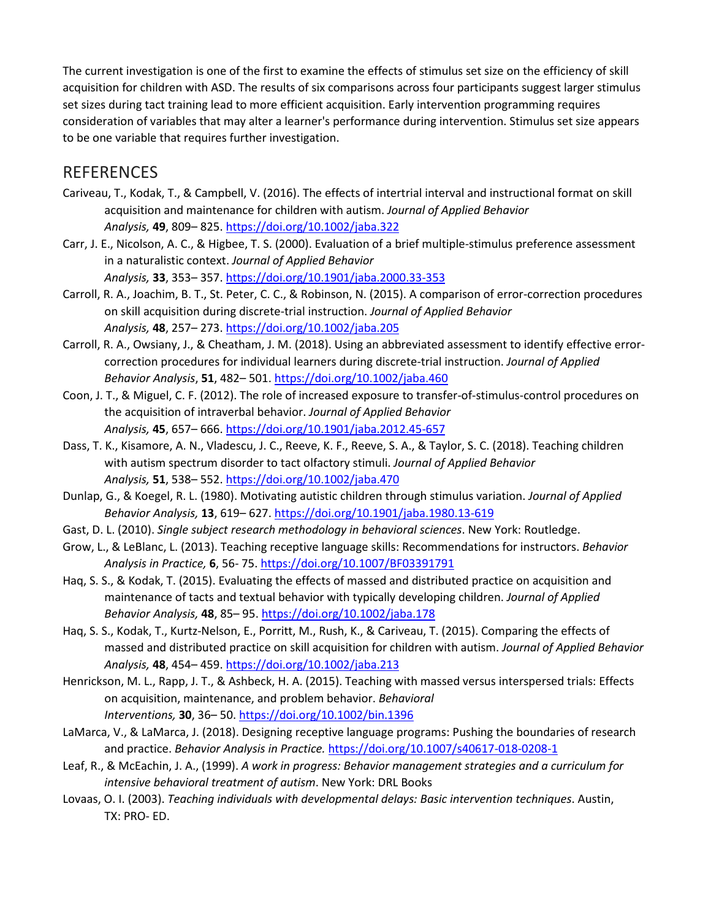The current investigation is one of the first to examine the effects of stimulus set size on the efficiency of skill acquisition for children with ASD. The results of six comparisons across four participants suggest larger stimulus set sizes during tact training lead to more efficient acquisition. Early intervention programming requires consideration of variables that may alter a learner's performance during intervention. Stimulus set size appears to be one variable that requires further investigation.

## REFERENCES

Cariveau, T., Kodak, T., & Campbell, V. (2016). The effects of intertrial interval and instructional format on skill acquisition and maintenance for children with autism. *Journal of Applied Behavior Analysis,* **49**, 809– 825. https://doi.org/10.1002/jaba.322

Carr, J. E., Nicolson, A. C., & Higbee, T. S. (2000). Evaluation of a brief multiple-stimulus preference assessment in a naturalistic context. *Journal of Applied Behavior Analysis,* **33**, 353– 357. https://doi.org/10.1901/jaba.2000.33-353

Carroll, R. A., Joachim, B. T., St. Peter, C. C., & Robinson, N. (2015). A comparison of error-correction procedures on skill acquisition during discrete-trial instruction. *Journal of Applied Behavior Analysis,* **48**, 257– 273. https://doi.org/10.1002/jaba.205

Carroll, R. A., Owsiany, J., & Cheatham, J. M. (2018). Using an abbreviated assessment to identify effective error-correction procedures for individual learners during discrete-trial instruction. *Journal of Applied Behavior Analysis*, **51**, 482– 501. https://doi.org/10.1002/jaba.460

Coon, J. T., & Miguel, C. F. (2012). The role of increased exposure to transfer-of-stimulus-control procedures on the acquisition of intraverbal behavior. *Journal of Applied Behavior Analysis,* **45**, 657– 666. https://doi.org/10.1901/jaba.2012.45-657

Dass, T. K., Kisamore, A. N., Vladescu, J. C., Reeve, K. F., Reeve, S. A., & Taylor, S. C. (2018). Teaching children with autism spectrum disorder to tact olfactory stimuli. *Journal of Applied Behavior Analysis,* **51**, 538– 552. https://doi.org/10.1002/jaba.470

Dunlap, G., & Koegel, R. L. (1980). Motivating autistic children through stimulus variation. *Journal of Applied Behavior Analysis,* **13**, 619– 627. https://doi.org/10.1901/jaba.1980.13-619

Gast, D. L. (2010). *Single subject research methodology in behavioral sciences*. New York: Routledge.

Grow, L., & LeBlanc, L. (2013). Teaching receptive language skills: Recommendations for instructors. *Behavior Analysis in Practice,* **6**, 56- 75. https://doi.org/10.1007/BF03391791

Haq, S. S., & Kodak, T. (2015). Evaluating the effects of massed and distributed practice on acquisition and maintenance of tacts and textual behavior with typically developing children. *Journal of Applied Behavior Analysis,* **48**, 85– 95. https://doi.org/10.1002/jaba.178

Haq, S. S., Kodak, T., Kurtz-Nelson, E., Porritt, M., Rush, K., & Cariveau, T. (2015). Comparing the effects of massed and distributed practice on skill acquisition for children with autism. *Journal of Applied Behavior Analysis,* **48**, 454– 459. https://doi.org/10.1002/jaba.213

Henrickson, M. L., Rapp, J. T., & Ashbeck, H. A. (2015). Teaching with massed versus interspersed trials: Effects on acquisition, maintenance, and problem behavior. *Behavioral Interventions,* **30**, 36– 50. https://doi.org/10.1002/bin.1396

LaMarca, V., & LaMarca, J. (2018). Designing receptive language programs: Pushing the boundaries of research and practice. *Behavior Analysis in Practice.* https://doi.org/10.1007/s40617-018-0208-1

Leaf, R., & McEachin, J. A., (1999). *A work in progress: Behavior management strategies and a curriculum for intensive behavioral treatment of autism*. New York: DRL Books

Lovaas, O. I. (2003). *Teaching individuals with developmental delays: Basic intervention techniques*. Austin, TX: PRO- ED.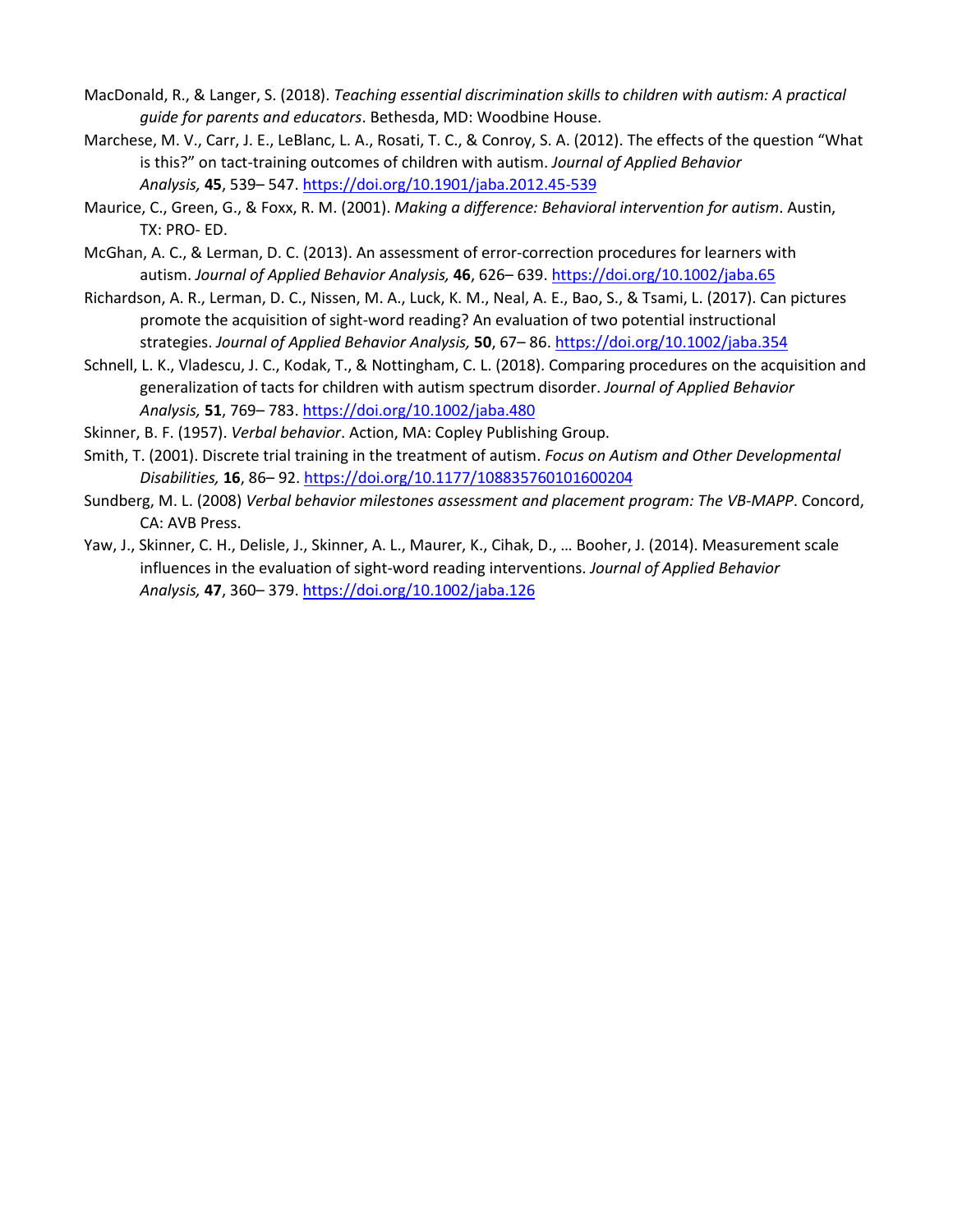MacDonald, R., & Langer, S. (2018). *Teaching essential discrimination skills to children with autism: A practical guide for parents and educators*. Bethesda, MD: Woodbine House.

Marchese, M. V., Carr, J. E., LeBlanc, L. A., Rosati, T. C., & Conroy, S. A. (2012). The effects of the question "What is this?" on tact-training outcomes of children with autism. *Journal of Applied Behavior Analysis,* **45**, 539– 547. https://doi.org/10.1901/jaba.2012.45-539

Maurice, C., Green, G., & Foxx, R. M. (2001). *Making a difference: Behavioral intervention for autism*. Austin, TX: PRO- ED.

McGhan, A. C., & Lerman, D. C. (2013). An assessment of error-correction procedures for learners with autism. *Journal of Applied Behavior Analysis,* **46**, 626– 639. https://doi.org/10.1002/jaba.65

Richardson, A. R., Lerman, D. C., Nissen, M. A., Luck, K. M., Neal, A. E., Bao, S., & Tsami, L. (2017). Can pictures promote the acquisition of sight-word reading? An evaluation of two potential instructional strategies. *Journal of Applied Behavior Analysis,* **50**, 67– 86. https://doi.org/10.1002/jaba.354

Schnell, L. K., Vladescu, J. C., Kodak, T., & Nottingham, C. L. (2018). Comparing procedures on the acquisition and generalization of tacts for children with autism spectrum disorder. *Journal of Applied Behavior Analysis,* **51**, 769– 783. https://doi.org/10.1002/jaba.480

Skinner, B. F. (1957). *Verbal behavior*. Action, MA: Copley Publishing Group.

Smith, T. (2001). Discrete trial training in the treatment of autism. *Focus on Autism and Other Developmental Disabilities,* **16**, 86– 92. https://doi.org/10.1177/108835760101600204

Sundberg, M. L. (2008) *Verbal behavior milestones assessment and placement program: The VB-MAPP*. Concord, CA: AVB Press.

Yaw, J., Skinner, C. H., Delisle, J., Skinner, A. L., Maurer, K., Cihak, D., … Booher, J. (2014). Measurement scale influences in the evaluation of sight-word reading interventions. *Journal of Applied Behavior Analysis,* **47**, 360– 379. https://doi.org/10.1002/jaba.126